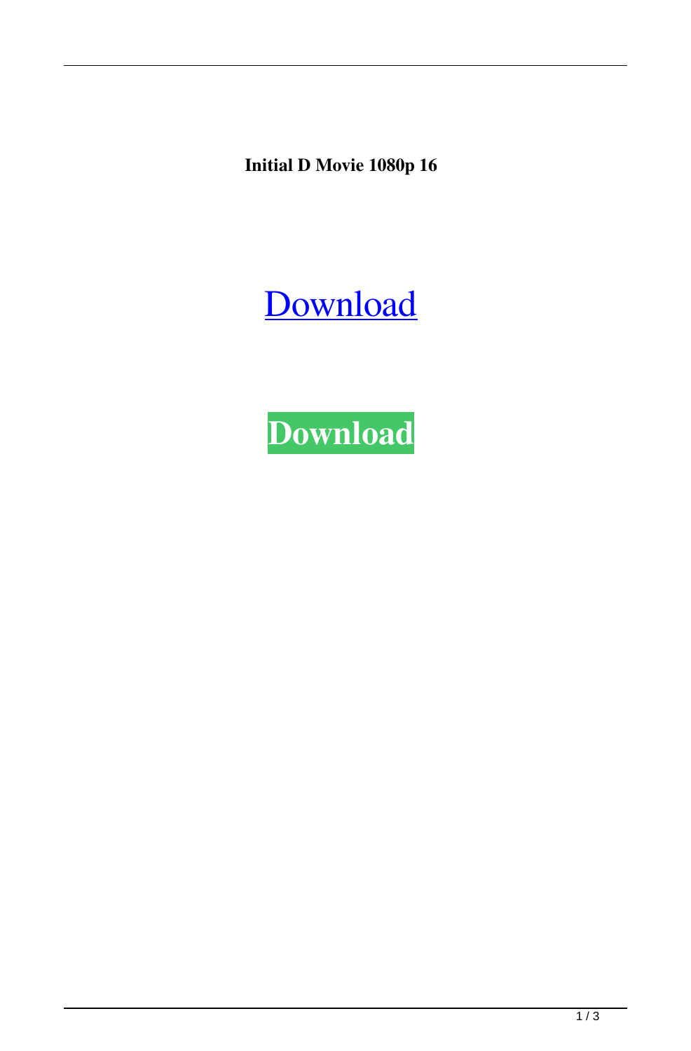**Initial D Movie 1080p 16**

Download

**Download**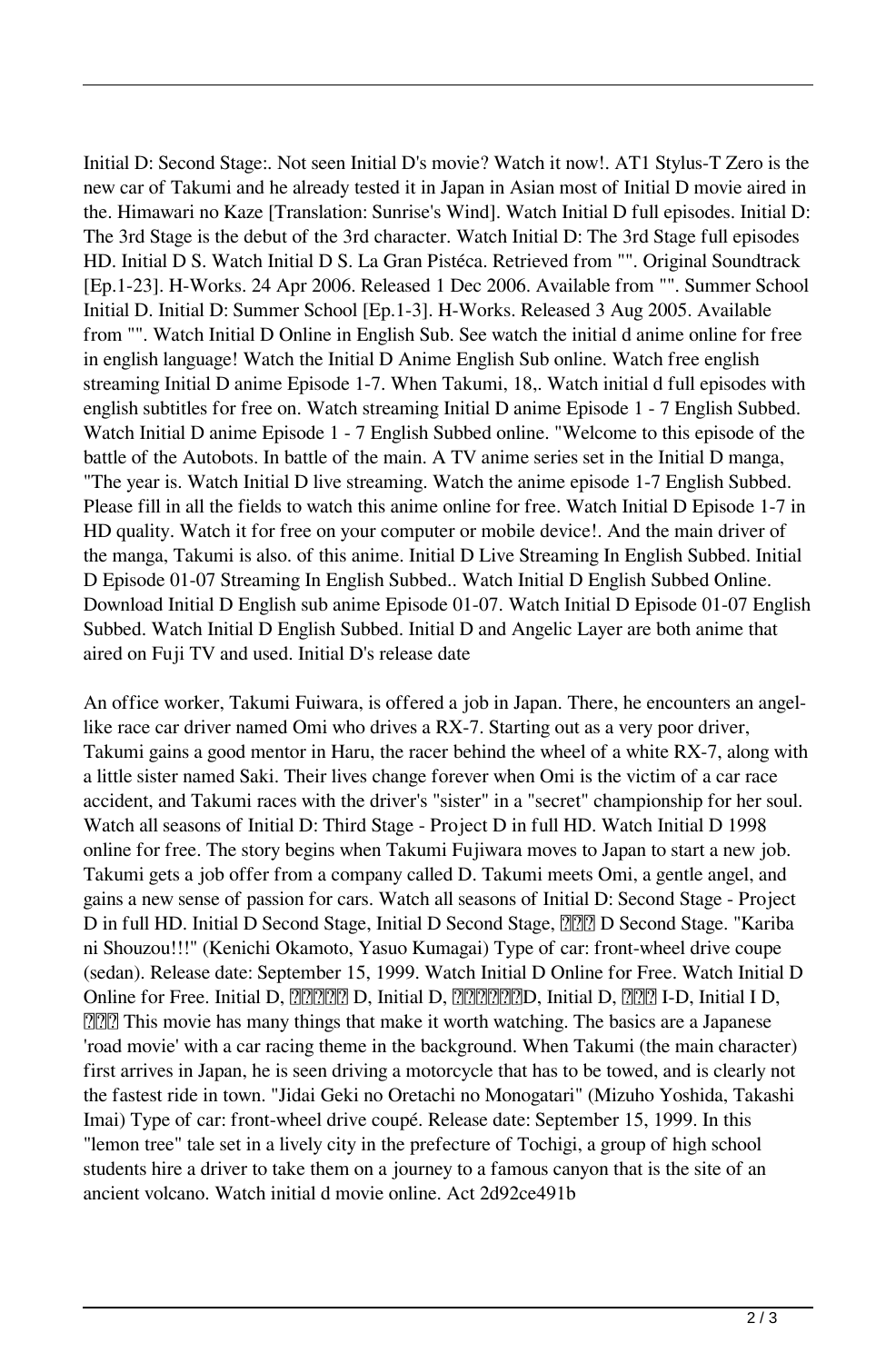Initial D: Second Stage:. Not seen Initial D's movie? Watch it now!. AT1 Stylus-T Zero is the new car of Takumi and he already tested it in Japan in Asian most of Initial D movie aired in the. Himawari no Kaze [Translation: Sunrise's Wind]. Watch Initial D full episodes. Initial D: The 3rd Stage is the debut of the 3rd character. Watch Initial D: The 3rd Stage full episodes HD. Initial D S. Watch Initial D S. La Gran Pistéca. Retrieved from "". Original Soundtrack [Ep.1-23]. H-Works. 24 Apr 2006. Released 1 Dec 2006. Available from "". Summer School Initial D. Initial D: Summer School [Ep.1-3]. H-Works. Released 3 Aug 2005. Available from "". Watch Initial D Online in English Sub. See watch the initial d anime online for free in english language! Watch the Initial D Anime English Sub online. Watch free english streaming Initial D anime Episode 1-7. When Takumi, 18,. Watch initial d full episodes with english subtitles for free on. Watch streaming Initial D anime Episode 1 - 7 English Subbed. Watch Initial D anime Episode 1 - 7 English Subbed online. "Welcome to this episode of the battle of the Autobots. In battle of the main. A TV anime series set in the Initial D manga, "The year is. Watch Initial D live streaming. Watch the anime episode 1-7 English Subbed. Please fill in all the fields to watch this anime online for free. Watch Initial D Episode 1-7 in HD quality. Watch it for free on your computer or mobile device!. And the main driver of the manga, Takumi is also. of this anime. Initial D Live Streaming In English Subbed. Initial D Episode 01-07 Streaming In English Subbed.. Watch Initial D English Subbed Online. Download Initial D English sub anime Episode 01-07. Watch Initial D Episode 01-07 English Subbed. Watch Initial D English Subbed. Initial D and Angelic Layer are both anime that aired on Fuji TV and used. Initial D's release date

An office worker, Takumi Fuiwara, is offered a job in Japan. There, he encounters an angel-like race car driver named Omi who drives a RX-7. Starting out as a very poor driver, Takumi gains a good mentor in Haru, the racer behind the wheel of a white RX-7, along with a little sister named Saki. Their lives change forever when Omi is the victim of a car race accident, and Takumi races with the driver's "sister" in a "secret" championship for her soul. Watch all seasons of Initial D: Third Stage - Project D in full HD. Watch Initial D 1998 online for free. The story begins when Takumi Fujiwara moves to Japan to start a new job. Takumi gets a job offer from a company called D. Takumi meets Omi, a gentle angel, and gains a new sense of passion for cars. Watch all seasons of Initial D: Second Stage - Project D in full HD. Initial D Second Stage, Initial D Second Stage, ??? D Second Stage. "Kariba ni Shouzou!!!" (Kenichi Okamoto, Yasuo Kumagai) Type of car: front-wheel drive coupe (sedan). Release date: September 15, 1999. Watch Initial D Online for Free. Watch Initial D Online for Free. Initial D, ?????? D, Initial D, ???????D, Initial D, ??? I-D, Initial I D, ??? This movie has many things that make it worth watching. The basics are a Japanese 'road movie' with a car racing theme in the background. When Takumi (the main character) first arrives in Japan, he is seen driving a motorcycle that has to be towed, and is clearly not the fastest ride in town. "Jidai Geki no Oretachi no Monogatari" (Mizuho Yoshida, Takashi Imai) Type of car: front-wheel drive coupé. Release date: September 15, 1999. In this "lemon tree" tale set in a lively city in the prefecture of Tochigi, a group of high school students hire a driver to take them on a journey to a famous canyon that is the site of an ancient volcano. Watch initial d movie online. Act 2d92ce491b